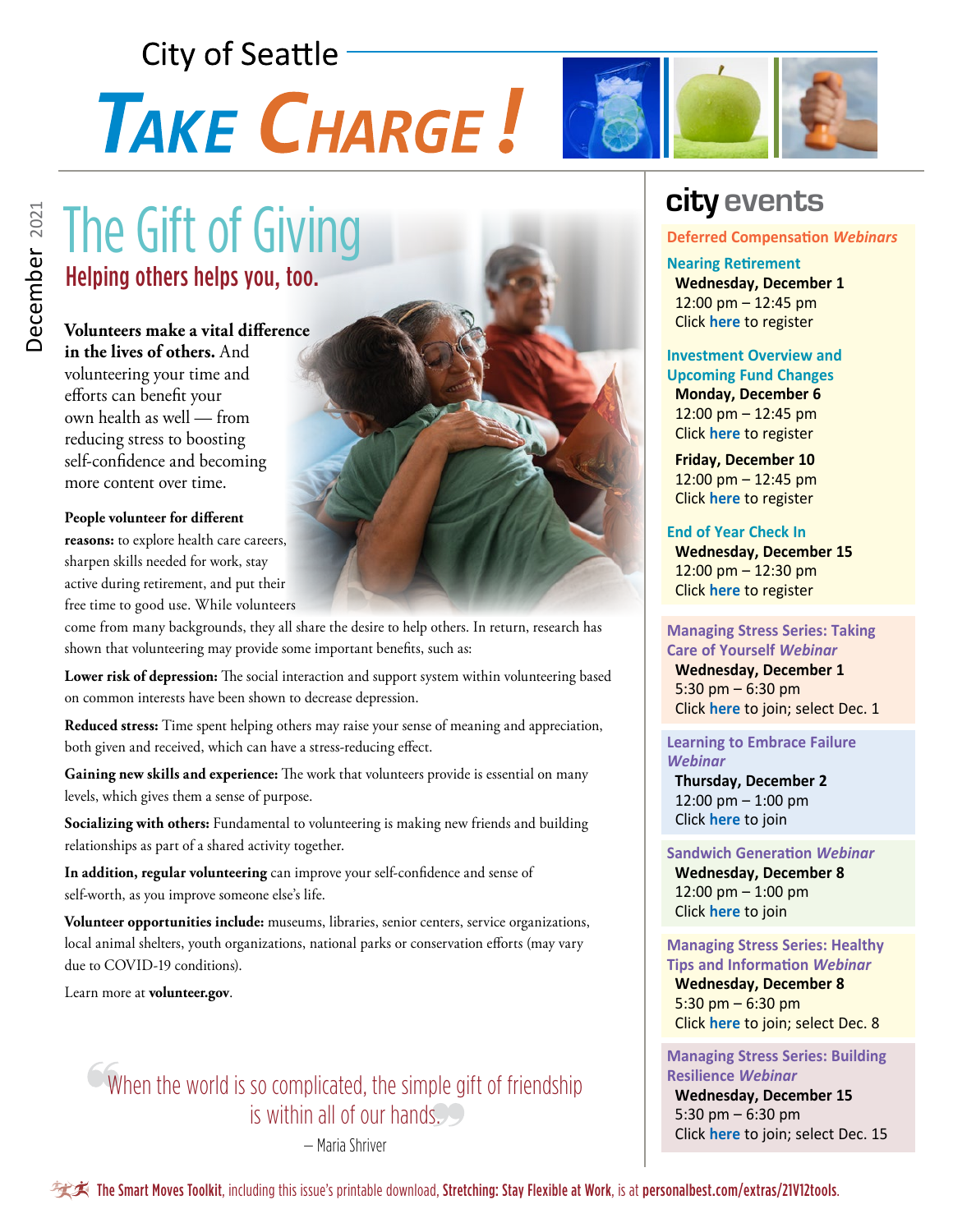City of Seattle

# TAKE CHARGE!

December 2021

## The Gift of Giving

### Helping others helps you, too.

**Volunteers make a vital difference in the lives of others.** And volunteering your time and efforts can benefit your own health as well — from reducing stress to boosting self-confidence and becoming more content over time.

**People volunteer for different reasons:** to explore health care careers, sharpen skills needed for work, stay active during retirement, and put their free time to good use. While volunteers come from many backgrounds, they all share the desire to help others. In return, research has shown that volunteering may provide some important benefits, such as:

**Lower risk of depression:** The social interaction and support system within volunteering based on common interests have been shown to decrease depression.

**Reduced stress:** Time spent helping others may raise your sense of meaning and appreciation, both given and received, which can have a stress-reducing effect.

**Gaining new skills and experience:** The work that volunteers provide is essential on many levels, which gives them a sense of purpose.

**Socializing with others:** Fundamental to volunteering is making new friends and building relationships as part of a shared activity together.

**In addition, regular volunteering** can improve your self-confidence and sense of self-worth, as you improve someone else's life.

**Volunteer opportunities include:** museums, libraries, senior centers, service organizations, local animal shelters, youth organizations, national parks or conservation efforts (may vary due to COVID-19 conditions).

Learn more at **volunteer.gov**.

> "When the world is so complicated, the simple gift of friendship is within all of our hands."
>
> — Maria Shriver

## city events

**Deferred Compensation *Webinars***

**Nearing Retirement**
**Wednesday, December 1**
12:00 pm – 12:45 pm
Click here to register

**Investment Overview and Upcoming Fund Changes**
**Monday, December 6**
12:00 pm – 12:45 pm
Click here to register

**Friday, December 10**
12:00 pm – 12:45 pm
Click here to register

**End of Year Check In**
**Wednesday, December 15**
12:00 pm – 12:30 pm
Click here to register

**Managing Stress Series: Taking Care of Yourself *Webinar***
**Wednesday, December 1**
5:30 pm – 6:30 pm
Click here to join; select Dec. 1

**Learning to Embrace Failure *Webinar***
**Thursday, December 2**
12:00 pm – 1:00 pm
Click here to join

**Sandwich Generation *Webinar***
**Wednesday, December 8**
12:00 pm – 1:00 pm
Click here to join

**Managing Stress Series: Healthy Tips and Information *Webinar***
**Wednesday, December 8**
5:30 pm – 6:30 pm
Click here to join; select Dec. 8

**Managing Stress Series: Building Resilience *Webinar***
**Wednesday, December 15**
5:30 pm – 6:30 pm
Click here to join; select Dec. 15

**The Smart Moves Toolkit**, including this issue's printable download, **Stretching: Stay Flexible at Work**, is at **personalbest.com/extras/21V12tools**.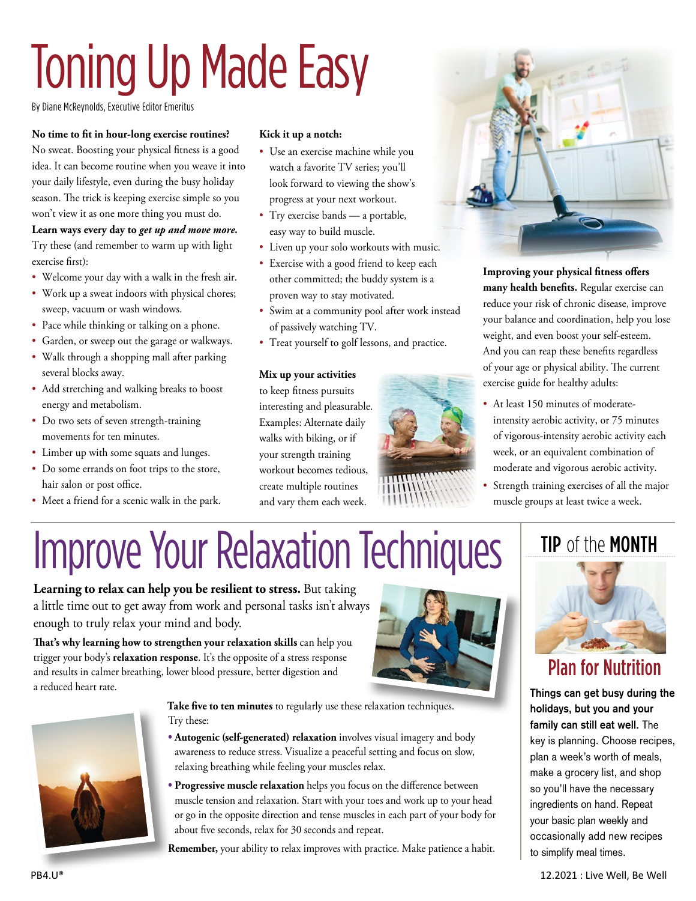# Toning Up Made Easy

By Diane McReynolds, Executive Editor Emeritus

**No time to fit in hour-long exercise routines?** No sweat. Boosting your physical fitness is a good idea. It can become routine when you weave it into your daily lifestyle, even during the busy holiday season. The trick is keeping exercise simple so you won't view it as one more thing you must do.

**Learn ways every day to *get up and move more.*** Try these (and remember to warm up with light exercise first):

- Welcome your day with a walk in the fresh air.
- Work up a sweat indoors with physical chores; sweep, vacuum or wash windows.
- Pace while thinking or talking on a phone.
- Garden, or sweep out the garage or walkways.
- Walk through a shopping mall after parking several blocks away.
- Add stretching and walking breaks to boost energy and metabolism.
- Do two sets of seven strength-training movements for ten minutes.
- Limber up with some squats and lunges.
- Do some errands on foot trips to the store, hair salon or post office.
- Meet a friend for a scenic walk in the park.

**Kick it up a notch:**

- Use an exercise machine while you watch a favorite TV series; you'll look forward to viewing the show's progress at your next workout.
- Try exercise bands — a portable, easy way to build muscle.
- Liven up your solo workouts with music.
- Exercise with a good friend to keep each other committed; the buddy system is a proven way to stay motivated.
- Swim at a community pool after work instead of passively watching TV.
- Treat yourself to golf lessons, and practice.

**Mix up your activities** to keep fitness pursuits interesting and pleasurable. Examples: Alternate daily walks with biking, or if your strength training workout becomes tedious, create multiple routines and vary them each week.

**Improving your physical fitness offers many health benefits.** Regular exercise can reduce your risk of chronic disease, improve your balance and coordination, help you lose weight, and even boost your self-esteem. And you can reap these benefits regardless of your age or physical ability. The current exercise guide for healthy adults:

- At least 150 minutes of moderate-intensity aerobic activity, or 75 minutes of vigorous-intensity aerobic activity each week, or an equivalent combination of moderate and vigorous aerobic activity.
- Strength training exercises of all the major muscle groups at least twice a week.

# Improve Your Relaxation Techniques

**Learning to relax can help you be resilient to stress.** But taking a little time out to get away from work and personal tasks isn't always enough to truly relax your mind and body.

**That's why learning how to strengthen your relaxation skills** can help you trigger your body's **relaxation response**. It's the opposite of a stress response and results in calmer breathing, lower blood pressure, better digestion and a reduced heart rate.

**Take five to ten minutes** to regularly use these relaxation techniques. Try these:

- **Autogenic (self-generated) relaxation** involves visual imagery and body awareness to reduce stress. Visualize a peaceful setting and focus on slow, relaxing breathing while feeling your muscles relax.
- **Progressive muscle relaxation** helps you focus on the difference between muscle tension and relaxation. Start with your toes and work up to your head or go in the opposite direction and tense muscles in each part of your body for about five seconds, relax for 30 seconds and repeat.

**Remember,** your ability to relax improves with practice. Make patience a habit.

## TIP of the MONTH

### Plan for Nutrition

**Things can get busy during the holidays, but you and your family can still eat well.** The key is planning. Choose recipes, plan a week's worth of meals, make a grocery list, and shop so you'll have the necessary ingredients on hand. Repeat your basic plan weekly and occasionally add new recipes to simplify meal times.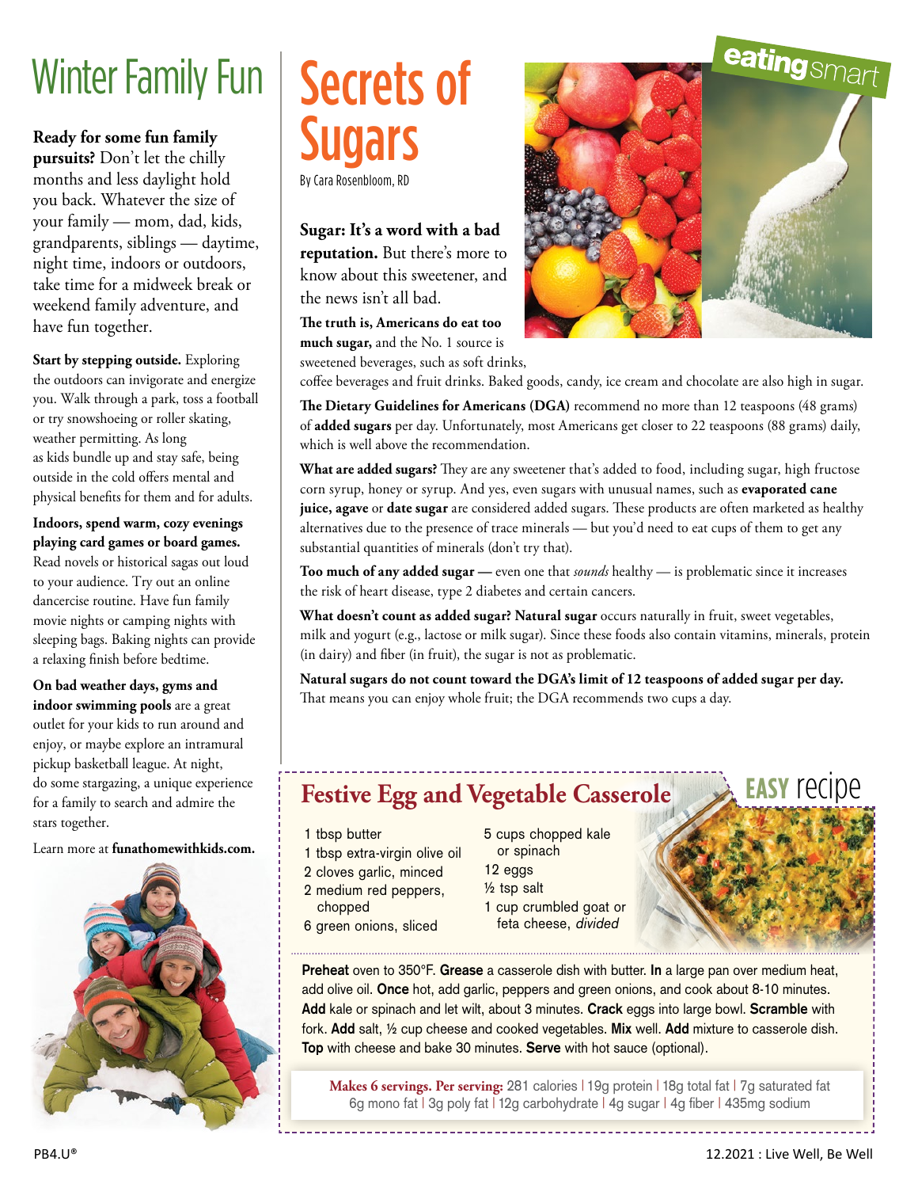# Winter Family Fun

**Ready for some fun family pursuits?** Don't let the chilly months and less daylight hold you back. Whatever the size of your family — mom, dad, kids, grandparents, siblings — daytime, night time, indoors or outdoors, take time for a midweek break or weekend family adventure, and have fun together.

**Start by stepping outside.** Exploring the outdoors can invigorate and energize you. Walk through a park, toss a football or try snowshoeing or roller skating, weather permitting. As long as kids bundle up and stay safe, being outside in the cold offers mental and physical benefits for them and for adults.

**Indoors, spend warm, cozy evenings playing card games or board games.** Read novels or historical sagas out loud to your audience. Try out an online dancercise routine. Have fun family movie nights or camping nights with sleeping bags. Baking nights can provide a relaxing finish before bedtime.

**On bad weather days, gyms and indoor swimming pools** are a great outlet for your kids to run around and enjoy, or maybe explore an intramural pickup basketball league. At night, do some stargazing, a unique experience for a family to search and admire the stars together.

Learn more at **funathomewithkids.com.**

eating smart

# Secrets of Sugars

By Cara Rosenbloom, RD

**Sugar: It's a word with a bad reputation.** But there's more to know about this sweetener, and the news isn't all bad.

**The truth is, Americans do eat too much sugar,** and the No. 1 source is sweetened beverages, such as soft drinks, coffee beverages and fruit drinks. Baked goods, candy, ice cream and chocolate are also high in sugar.

**The Dietary Guidelines for Americans (DGA)** recommend no more than 12 teaspoons (48 grams) of **added sugars** per day. Unfortunately, most Americans get closer to 22 teaspoons (88 grams) daily, which is well above the recommendation.

**What are added sugars?** They are any sweetener that's added to food, including sugar, high fructose corn syrup, honey or syrup. And yes, even sugars with unusual names, such as **evaporated cane juice, agave** or **date sugar** are considered added sugars. These products are often marketed as healthy alternatives due to the presence of trace minerals — but you'd need to eat cups of them to get any substantial quantities of minerals (don't try that).

**Too much of any added sugar —** even one that *sounds* healthy — is problematic since it increases the risk of heart disease, type 2 diabetes and certain cancers.

**What doesn't count as added sugar? Natural sugar** occurs naturally in fruit, sweet vegetables, milk and yogurt (e.g., lactose or milk sugar). Since these foods also contain vitamins, minerals, protein (in dairy) and fiber (in fruit), the sugar is not as problematic.

**Natural sugars do not count toward the DGA's limit of 12 teaspoons of added sugar per day.** That means you can enjoy whole fruit; the DGA recommends two cups a day.

## Festive Egg and Vegetable Casserole

EASY recipe

- 1 tbsp butter
- 1 tbsp extra-virgin olive oil
- 2 cloves garlic, minced
- 2 medium red peppers, chopped
- 6 green onions, sliced
- 5 cups chopped kale or spinach
- 12 eggs
- ½ tsp salt
- 1 cup crumbled goat or feta cheese, *divided*

**Preheat** oven to 350°F. **Grease** a casserole dish with butter. **In** a large pan over medium heat, add olive oil. **Once** hot, add garlic, peppers and green onions, and cook about 8-10 minutes. **Add** kale or spinach and let wilt, about 3 minutes. **Crack** eggs into large bowl. **Scramble** with fork. **Add** salt, ½ cup cheese and cooked vegetables. **Mix** well. **Add** mixture to casserole dish. **Top** with cheese and bake 30 minutes. **Serve** with hot sauce (optional).

**Makes 6 servings. Per serving:** 281 calories | 19g protein | 18g total fat | 7g saturated fat | 6g mono fat | 3g poly fat | 12g carbohydrate | 4g sugar | 4g fiber | 435mg sodium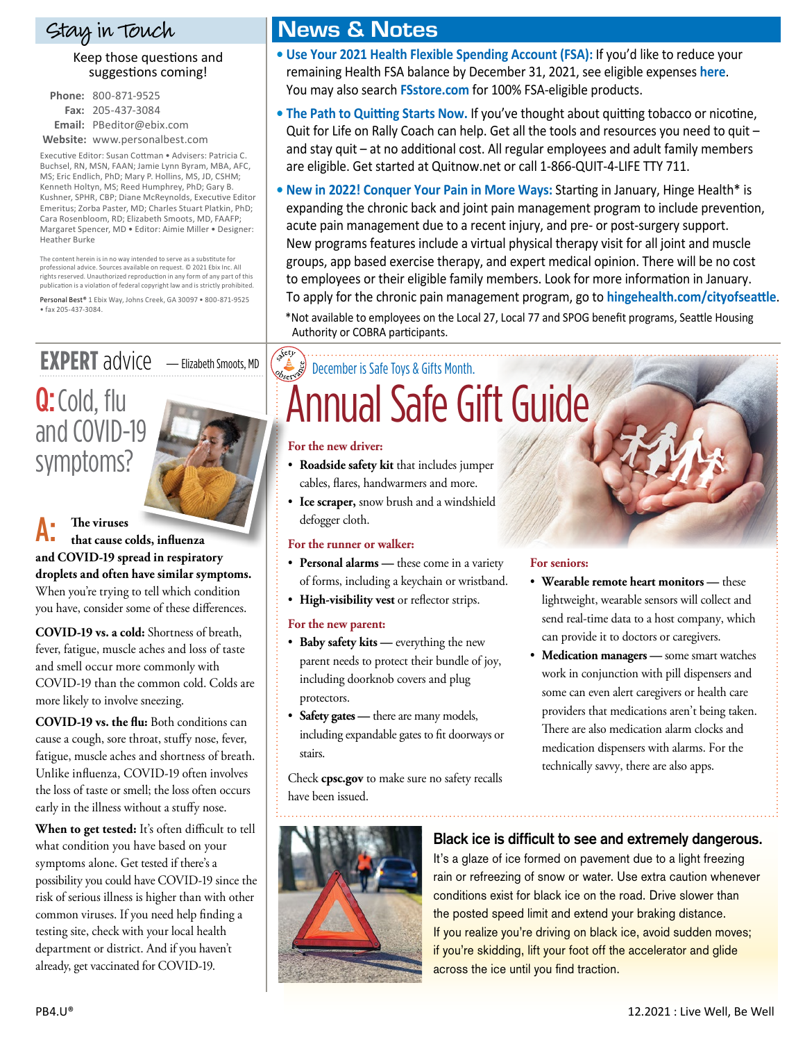## Stay in Touch

Keep those questions and suggestions coming!

**Phone:** 800-871-9525
**Fax:** 205-437-3084
**Email:** PBeditor@ebix.com
**Website:** www.personalbest.com

Executive Editor: Susan Cottman • Advisers: Patricia C. Buchsel, RN, MSN, FAAN; Jamie Lynn Byram, MBA, AFC, MS; Eric Endlich, PhD; Mary P. Hollins, MS, JD, CSHM; Kenneth Holtyn, MS; Reed Humphrey, PhD; Gary B. Kushner, SPHR, CBP; Diane McReynolds, Executive Editor Emeritus; Zorba Paster, MD; Charles Stuart Platkin, PhD; Cara Rosenbloom, RD; Elizabeth Smoots, MD, FAAFP; Margaret Spencer, MD • Editor: Aimie Miller • Designer: Heather Burke

The content herein is in no way intended to serve as a substitute for professional advice. Sources available on request. © 2021 Ebix Inc. All rights reserved. Unauthorized reproduction in any form of any part of this publication is a violation of federal copyright law and is strictly prohibited.

Personal Best® 1 Ebix Way, Johns Creek, GA 30097 • 800-871-9525 • fax 205-437-3084.

## News & Notes

- **Use Your 2021 Health Flexible Spending Account (FSA):** If you'd like to reduce your remaining Health FSA balance by December 31, 2021, see eligible expenses here. You may also search FSstore.com for 100% FSA-eligible products.
- **The Path to Quitting Starts Now.** If you've thought about quitting tobacco or nicotine, Quit for Life on Rally Coach can help. Get all the tools and resources you need to quit – and stay quit – at no additional cost. All regular employees and adult family members are eligible. Get started at Quitnow.net or call 1-866-QUIT-4-LIFE TTY 711.
- **New in 2022! Conquer Your Pain in More Ways:** Starting in January, Hinge Health* is expanding the chronic back and joint pain management program to include prevention, acute pain management due to a recent injury, and pre- or post-surgery support. New programs features include a virtual physical therapy visit for all joint and muscle groups, app based exercise therapy, and expert medical opinion. There will be no cost to employees or their eligible family members. Look for more information in January. To apply for the chronic pain management program, go to hingehealth.com/cityofseattle.

*Not available to employees on the Local 27, Local 77 and SPOG benefit programs, Seattle Housing Authority or COBRA participants.

## EXPERT advice — Elizabeth Smoots, MD

**Q:** Cold, flu and COVID-19 symptoms?

**A: The viruses that cause colds, influenza and COVID-19 spread in respiratory droplets and often have similar symptoms.** When you're trying to tell which condition you have, consider some of these differences.

**COVID-19 vs. a cold:** Shortness of breath, fever, fatigue, muscle aches and loss of taste and smell occur more commonly with COVID-19 than the common cold. Colds are more likely to involve sneezing.

**COVID-19 vs. the flu:** Both conditions can cause a cough, sore throat, stuffy nose, fever, fatigue, muscle aches and shortness of breath. Unlike influenza, COVID-19 often involves the loss of taste or smell; the loss often occurs early in the illness without a stuffy nose.

**When to get tested:** It's often difficult to tell what condition you have based on your symptoms alone. Get tested if there's a possibility you could have COVID-19 since the risk of serious illness is higher than with other common viruses. If you need help finding a testing site, check with your local health department or district. And if you haven't already, get vaccinated for COVID-19.

December is Safe Toys & Gifts Month.

## Annual Safe Gift Guide

**For the new driver:**

- **Roadside safety kit** that includes jumper cables, flares, handwarmers and more.
- **Ice scraper,** snow brush and a windshield defogger cloth.

**For the runner or walker:**

- **Personal alarms —** these come in a variety of forms, including a keychain or wristband.
- **High-visibility vest** or reflector strips.

**For the new parent:**

- **Baby safety kits —** everything the new parent needs to protect their bundle of joy, including doorknob covers and plug protectors.
- **Safety gates —** there are many models, including expandable gates to fit doorways or stairs.

**For seniors:**

- **Wearable remote heart monitors —** these lightweight, wearable sensors will collect and send real-time data to a host company, which can provide it to doctors or caregivers.
- **Medication managers —** some smart watches work in conjunction with pill dispensers and some can even alert caregivers or health care providers that medications aren't being taken. There are also medication alarm clocks and medication dispensers with alarms. For the technically savvy, there are also apps.

Check **cpsc.gov** to make sure no safety recalls have been issued.

### Black ice is difficult to see and extremely dangerous.

It's a glaze of ice formed on pavement due to a light freezing rain or refreezing of snow or water. Use extra caution whenever conditions exist for black ice on the road. Drive slower than the posted speed limit and extend your braking distance. If you realize you're driving on black ice, avoid sudden moves; if you're skidding, lift your foot off the accelerator and glide across the ice until you find traction.